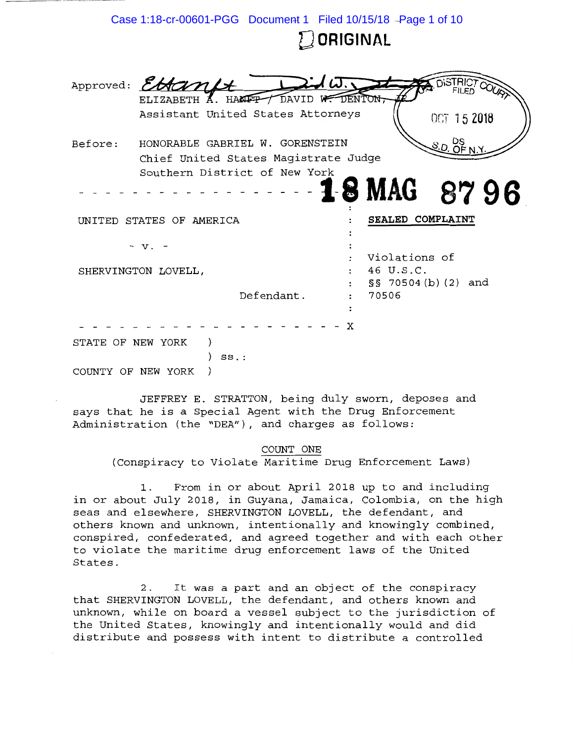ORIGINAL

Approved: ~~ELIZABETH A. HANFT~~ / DAVID W. DENTON, JR.
Assistant United States Attorneys

DISTRICT COURT FILED OCT 15 2018 S.D. OF N.Y.

Before: HONORABLE GABRIEL W. GORENSTEIN
Chief United States Magistrate Judge
Southern District of New York

18 MAG 8796

- - - - - - - - - - - - - - - - - - - - - - - - - x

UNITED STATES OF AMERICA : **SEALED COMPLAINT**

- v. - :

SHERVINGTON LOVELL, : Violations of 46 U.S.C. §§ 70504(b)(2) and 70506

Defendant. :

- - - - - - - - - - - - - - - - - - - - - - - - - x

STATE OF NEW YORK )
) ss.:
COUNTY OF NEW YORK )

JEFFREY E. STRATTON, being duly sworn, deposes and says that he is a Special Agent with the Drug Enforcement Administration (the "DEA"), and charges as follows:

COUNT ONE
(Conspiracy to Violate Maritime Drug Enforcement Laws)

1. From in or about April 2018 up to and including in or about July 2018, in Guyana, Jamaica, Colombia, on the high seas and elsewhere, SHERVINGTON LOVELL, the defendant, and others known and unknown, intentionally and knowingly combined, conspired, confederated, and agreed together and with each other to violate the maritime drug enforcement laws of the United States.

2. It was a part and an object of the conspiracy that SHERVINGTON LOVELL, the defendant, and others known and unknown, while on board a vessel subject to the jurisdiction of the United States, knowingly and intentionally would and did distribute and possess with intent to distribute a controlled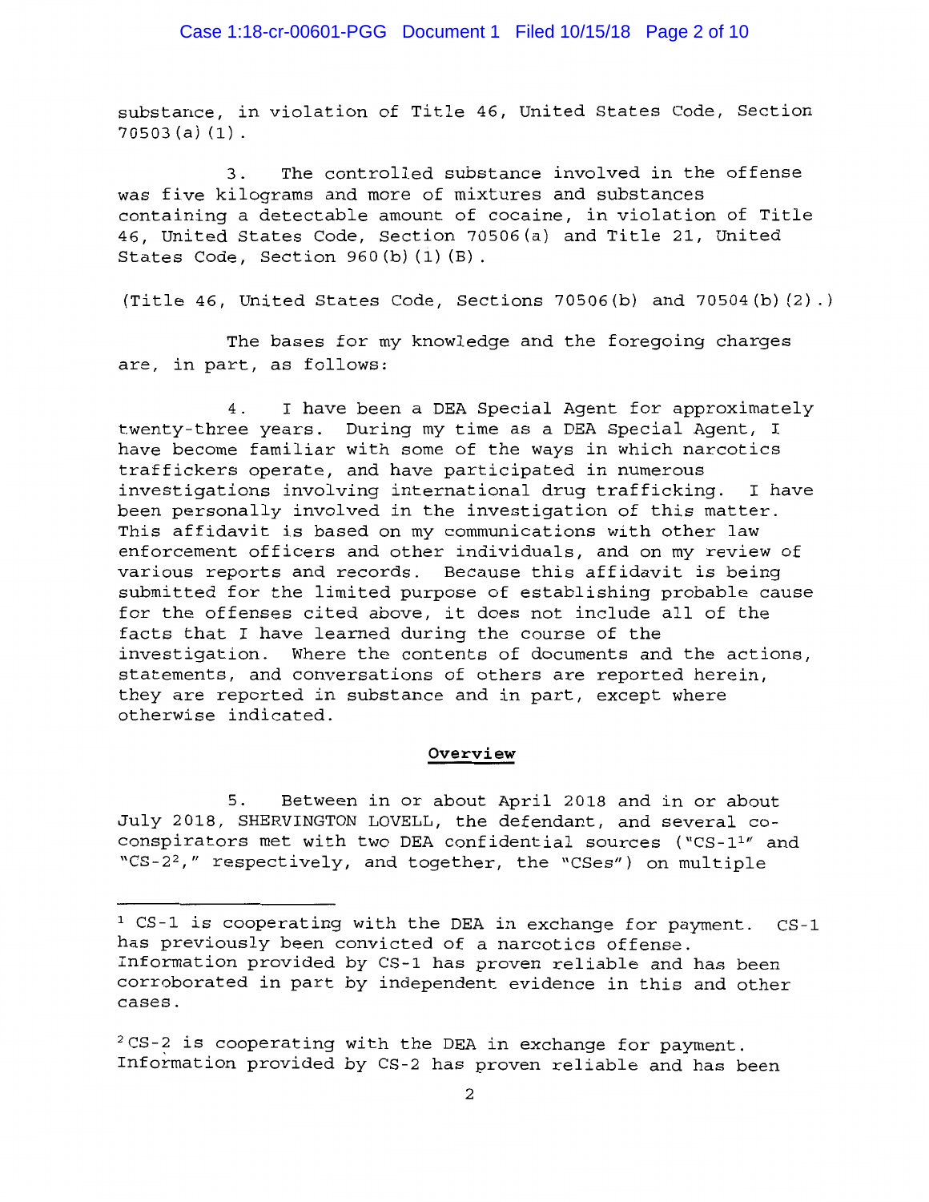substance, in violation of Title 46, United States Code, Section 70503(a)(1).

3. The controlled substance involved in the offense was five kilograms and more of mixtures and substances containing a detectable amount of cocaine, in violation of Title 46, United States Code, Section 70506(a) and Title 21, United States Code, Section 960(b)(1)(B).

(Title 46, United States Code, Sections 70506(b) and 70504(b)(2).)

The bases for my knowledge and the foregoing charges are, in part, as follows:

4. I have been a DEA Special Agent for approximately twenty-three years. During my time as a DEA Special Agent, I have become familiar with some of the ways in which narcotics traffickers operate, and have participated in numerous investigations involving international drug trafficking. I have been personally involved in the investigation of this matter. This affidavit is based on my communications with other law enforcement officers and other individuals, and on my review of various reports and records. Because this affidavit is being submitted for the limited purpose of establishing probable cause for the offenses cited above, it does not include all of the facts that I have learned during the course of the investigation. Where the contents of documents and the actions, statements, and conversations of others are reported herein, they are reported in substance and in part, except where otherwise indicated.

**Overview**

5. Between in or about April 2018 and in or about July 2018, SHERVINGTON LOVELL, the defendant, and several co-conspirators met with two DEA confidential sources ("CS-1[1]" and "CS-2[2]," respectively, and together, the "CSes") on multiple

[1] CS-1 is cooperating with the DEA in exchange for payment. CS-1 has previously been convicted of a narcotics offense. Information provided by CS-1 has proven reliable and has been corroborated in part by independent evidence in this and other cases.

[2] CS-2 is cooperating with the DEA in exchange for payment. Information provided by CS-2 has proven reliable and has been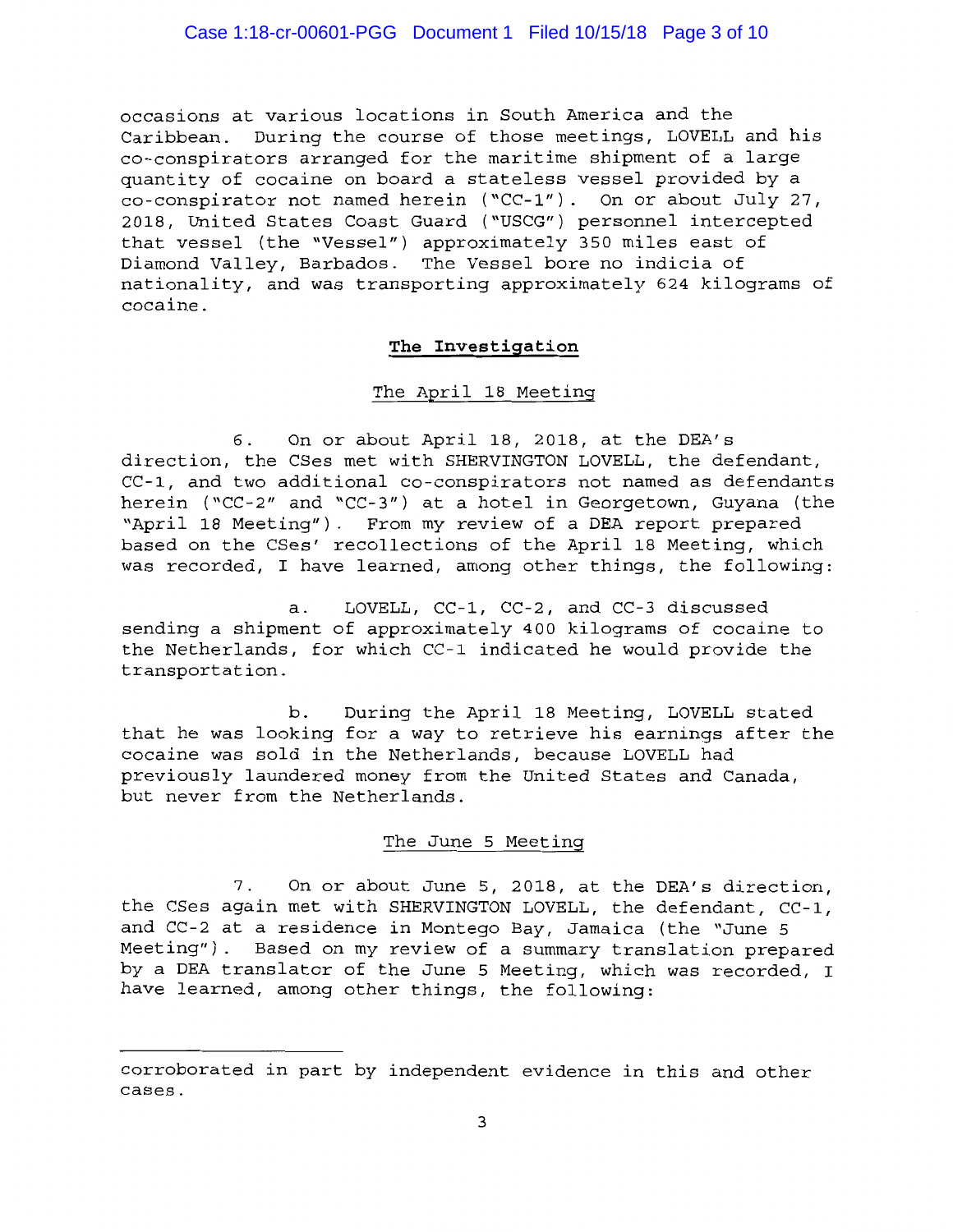occasions at various locations in South America and the Caribbean. During the course of those meetings, LOVELL and his co-conspirators arranged for the maritime shipment of a large quantity of cocaine on board a stateless vessel provided by a co-conspirator not named herein ("CC-1"). On or about July 27, 2018, United States Coast Guard ("USCG") personnel intercepted that vessel (the "Vessel") approximately 350 miles east of Diamond Valley, Barbados. The Vessel bore no indicia of nationality, and was transporting approximately 624 kilograms of cocaine.

**The Investigation**

The April 18 Meeting

6. On or about April 18, 2018, at the DEA's direction, the CSes met with SHERVINGTON LOVELL, the defendant, CC-1, and two additional co-conspirators not named as defendants herein ("CC-2" and "CC-3") at a hotel in Georgetown, Guyana (the "April 18 Meeting"). From my review of a DEA report prepared based on the CSes' recollections of the April 18 Meeting, which was recorded, I have learned, among other things, the following:

a. LOVELL, CC-1, CC-2, and CC-3 discussed sending a shipment of approximately 400 kilograms of cocaine to the Netherlands, for which CC-1 indicated he would provide the transportation.

b. During the April 18 Meeting, LOVELL stated that he was looking for a way to retrieve his earnings after the cocaine was sold in the Netherlands, because LOVELL had previously laundered money from the United States and Canada, but never from the Netherlands.

The June 5 Meeting

7. On or about June 5, 2018, at the DEA's direction, the CSes again met with SHERVINGTON LOVELL, the defendant, CC-1, and CC-2 at a residence in Montego Bay, Jamaica (the "June 5 Meeting"). Based on my review of a summary translation prepared by a DEA translator of the June 5 Meeting, which was recorded, I have learned, among other things, the following:

---

corroborated in part by independent evidence in this and other cases.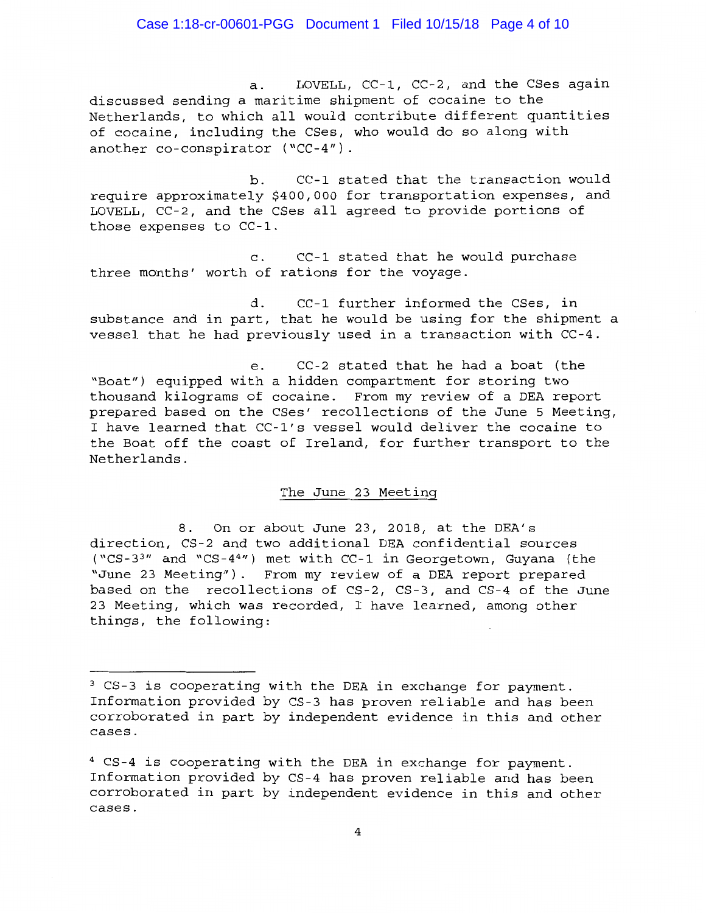a. LOVELL, CC-1, CC-2, and the CSes again discussed sending a maritime shipment of cocaine to the Netherlands, to which all would contribute different quantities of cocaine, including the CSes, who would do so along with another co-conspirator ("CC-4").

b. CC-1 stated that the transaction would require approximately $400,000 for transportation expenses, and LOVELL, CC-2, and the CSes all agreed to provide portions of those expenses to CC-1.

c. CC-1 stated that he would purchase three months' worth of rations for the voyage.

d. CC-1 further informed the CSes, in substance and in part, that he would be using for the shipment a vessel that he had previously used in a transaction with CC-4.

e. CC-2 stated that he had a boat (the "Boat") equipped with a hidden compartment for storing two thousand kilograms of cocaine. From my review of a DEA report prepared based on the CSes' recollections of the June 5 Meeting, I have learned that CC-1's vessel would deliver the cocaine to the Boat off the coast of Ireland, for further transport to the Netherlands.

## The June 23 Meeting

8. On or about June 23, 2018, at the DEA's direction, CS-2 and two additional DEA confidential sources ("CS-3[3]" and "CS-4[4]") met with CC-1 in Georgetown, Guyana (the "June 23 Meeting"). From my review of a DEA report prepared based on the recollections of CS-2, CS-3, and CS-4 of the June 23 Meeting, which was recorded, I have learned, among other things, the following:

---

[3] CS-3 is cooperating with the DEA in exchange for payment. Information provided by CS-3 has proven reliable and has been corroborated in part by independent evidence in this and other cases.

[4] CS-4 is cooperating with the DEA in exchange for payment. Information provided by CS-4 has proven reliable and has been corroborated in part by independent evidence in this and other cases.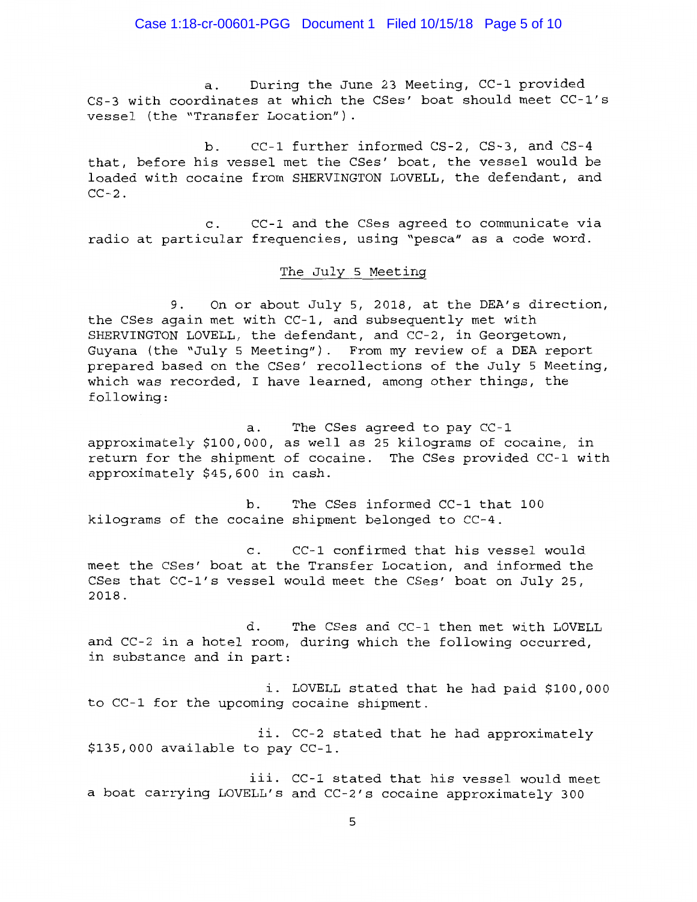a. During the June 23 Meeting, CC-1 provided CS-3 with coordinates at which the CSes' boat should meet CC-1's vessel (the "Transfer Location").

b. CC-1 further informed CS-2, CS-3, and CS-4 that, before his vessel met the CSes' boat, the vessel would be loaded with cocaine from SHERVINGTON LOVELL, the defendant, and CC-2.

c. CC-1 and the CSes agreed to communicate via radio at particular frequencies, using "pesca" as a code word.

## The July 5 Meeting

9. On or about July 5, 2018, at the DEA's direction, the CSes again met with CC-1, and subsequently met with SHERVINGTON LOVELL, the defendant, and CC-2, in Georgetown, Guyana (the "July 5 Meeting"). From my review of a DEA report prepared based on the CSes' recollections of the July 5 Meeting, which was recorded, I have learned, among other things, the following:

a. The CSes agreed to pay CC-1 approximately $100,000, as well as 25 kilograms of cocaine, in return for the shipment of cocaine. The CSes provided CC-1 with approximately $45,600 in cash.

b. The CSes informed CC-1 that 100 kilograms of the cocaine shipment belonged to CC-4.

c. CC-1 confirmed that his vessel would meet the CSes' boat at the Transfer Location, and informed the CSes that CC-1's vessel would meet the CSes' boat on July 25, 2018.

d. The CSes and CC-1 then met with LOVELL and CC-2 in a hotel room, during which the following occurred, in substance and in part:

i. LOVELL stated that he had paid $100,000 to CC-1 for the upcoming cocaine shipment.

ii. CC-2 stated that he had approximately $135,000 available to pay CC-1.

iii. CC-1 stated that his vessel would meet a boat carrying LOVELL's and CC-2's cocaine approximately 300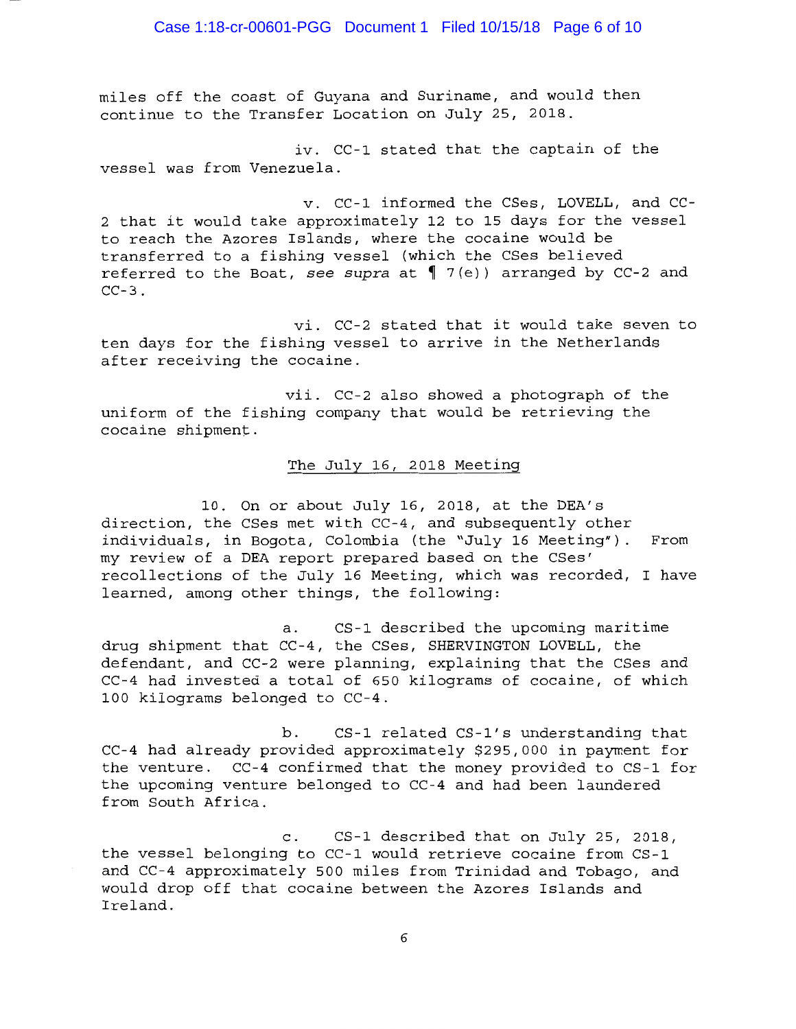miles off the coast of Guyana and Suriname, and would then continue to the Transfer Location on July 25, 2018.

iv. CC-1 stated that the captain of the vessel was from Venezuela.

v. CC-1 informed the CSes, LOVELL, and CC-2 that it would take approximately 12 to 15 days for the vessel to reach the Azores Islands, where the cocaine would be transferred to a fishing vessel (which the CSes believed referred to the Boat, *see supra* at ¶ 7(e)) arranged by CC-2 and CC-3.

vi. CC-2 stated that it would take seven to ten days for the fishing vessel to arrive in the Netherlands after receiving the cocaine.

vii. CC-2 also showed a photograph of the uniform of the fishing company that would be retrieving the cocaine shipment.

<u>The July 16, 2018 Meeting</u>

10. On or about July 16, 2018, at the DEA's direction, the CSes met with CC-4, and subsequently other individuals, in Bogota, Colombia (the "July 16 Meeting"). From my review of a DEA report prepared based on the CSes' recollections of the July 16 Meeting, which was recorded, I have learned, among other things, the following:

a. CS-1 described the upcoming maritime drug shipment that CC-4, the CSes, SHERVINGTON LOVELL, the defendant, and CC-2 were planning, explaining that the CSes and CC-4 had invested a total of 650 kilograms of cocaine, of which 100 kilograms belonged to CC-4.

b. CS-1 related CS-1's understanding that CC-4 had already provided approximately $295,000 in payment for the venture. CC-4 confirmed that the money provided to CS-1 for the upcoming venture belonged to CC-4 and had been laundered from South Africa.

c. CS-1 described that on July 25, 2018, the vessel belonging to CC-1 would retrieve cocaine from CS-1 and CC-4 approximately 500 miles from Trinidad and Tobago, and would drop off that cocaine between the Azores Islands and Ireland.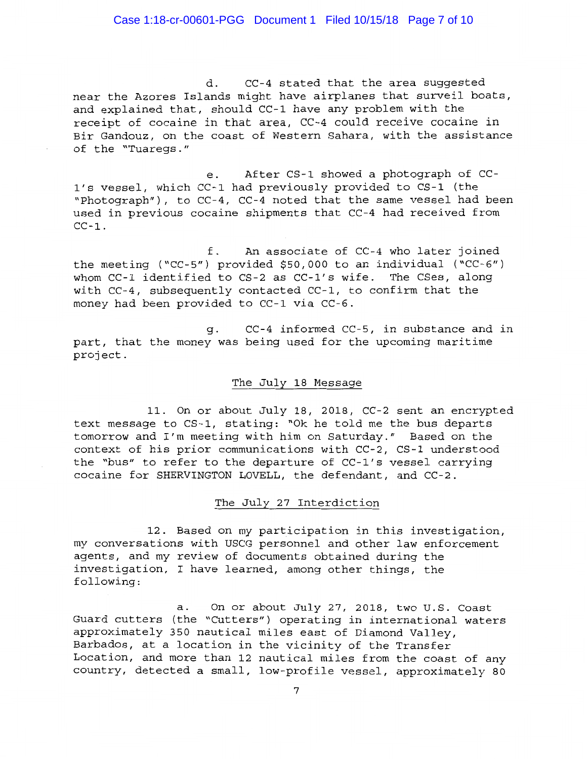d. CC-4 stated that the area suggested near the Azores Islands might have airplanes that surveil boats, and explained that, should CC-1 have any problem with the receipt of cocaine in that area, CC-4 could receive cocaine in Bir Gandouz, on the coast of Western Sahara, with the assistance of the "Tuaregs."

e. After CS-1 showed a photograph of CC-1's vessel, which CC-1 had previously provided to CS-1 (the "Photograph"), to CC-4, CC-4 noted that the same vessel had been used in previous cocaine shipments that CC-4 had received from CC-1.

f. An associate of CC-4 who later joined the meeting ("CC-5") provided $50,000 to an individual ("CC-6") whom CC-1 identified to CS-2 as CC-1's wife. The CSes, along with CC-4, subsequently contacted CC-1, to confirm that the money had been provided to CC-1 via CC-6.

g. CC-4 informed CC-5, in substance and in part, that the money was being used for the upcoming maritime project.

## The July 18 Message

11. On or about July 18, 2018, CC-2 sent an encrypted text message to CS-1, stating: "Ok he told me the bus departs tomorrow and I'm meeting with him on Saturday." Based on the context of his prior communications with CC-2, CS-1 understood the "bus" to refer to the departure of CC-1's vessel carrying cocaine for SHERVINGTON LOVELL, the defendant, and CC-2.

## The July 27 Interdiction

12. Based on my participation in this investigation, my conversations with USCG personnel and other law enforcement agents, and my review of documents obtained during the investigation, I have learned, among other things, the following:

a. On or about July 27, 2018, two U.S. Coast Guard cutters (the "Cutters") operating in international waters approximately 350 nautical miles east of Diamond Valley, Barbados, at a location in the vicinity of the Transfer Location, and more than 12 nautical miles from the coast of any country, detected a small, low-profile vessel, approximately 80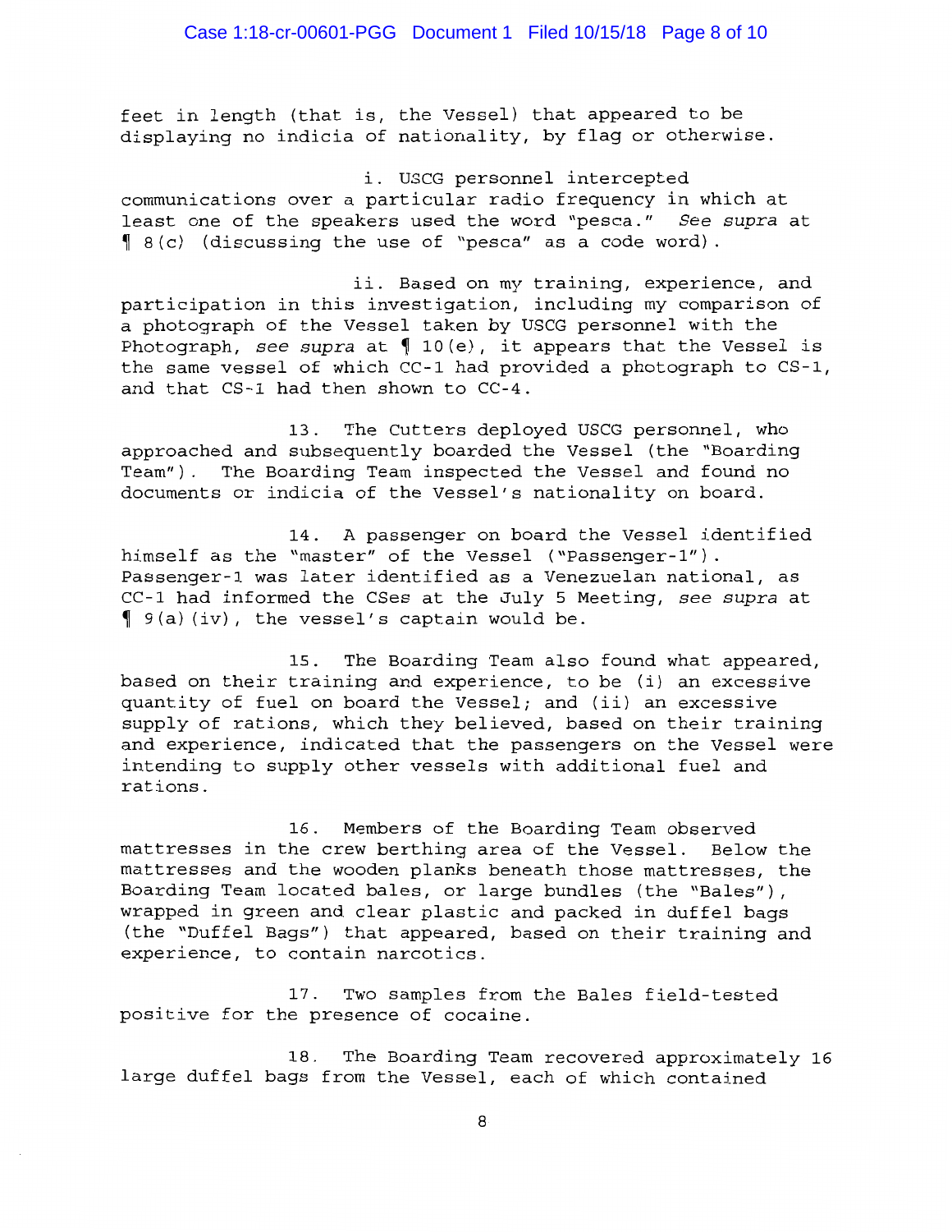feet in length (that is, the Vessel) that appeared to be displaying no indicia of nationality, by flag or otherwise.

i. USCG personnel intercepted communications over a particular radio frequency in which at least one of the speakers used the word "pesca." *See supra* at ¶ 8(c) (discussing the use of "pesca" as a code word).

ii. Based on my training, experience, and participation in this investigation, including my comparison of a photograph of the Vessel taken by USCG personnel with the Photograph, *see supra* at ¶ 10(e), it appears that the Vessel is the same vessel of which CC-1 had provided a photograph to CS-1, and that CS-1 had then shown to CC-4.

13. The Cutters deployed USCG personnel, who approached and subsequently boarded the Vessel (the "Boarding Team"). The Boarding Team inspected the Vessel and found no documents or indicia of the Vessel's nationality on board.

14. A passenger on board the Vessel identified himself as the "master" of the Vessel ("Passenger-1"). Passenger-1 was later identified as a Venezuelan national, as CC-1 had informed the CSes at the July 5 Meeting, *see supra* at ¶ 9(a)(iv), the vessel's captain would be.

15. The Boarding Team also found what appeared, based on their training and experience, to be (i) an excessive quantity of fuel on board the Vessel; and (ii) an excessive supply of rations, which they believed, based on their training and experience, indicated that the passengers on the Vessel were intending to supply other vessels with additional fuel and rations.

16. Members of the Boarding Team observed mattresses in the crew berthing area of the Vessel. Below the mattresses and the wooden planks beneath those mattresses, the Boarding Team located bales, or large bundles (the "Bales"), wrapped in green and clear plastic and packed in duffel bags (the "Duffel Bags") that appeared, based on their training and experience, to contain narcotics.

17. Two samples from the Bales field-tested positive for the presence of cocaine.

18. The Boarding Team recovered approximately 16 large duffel bags from the Vessel, each of which contained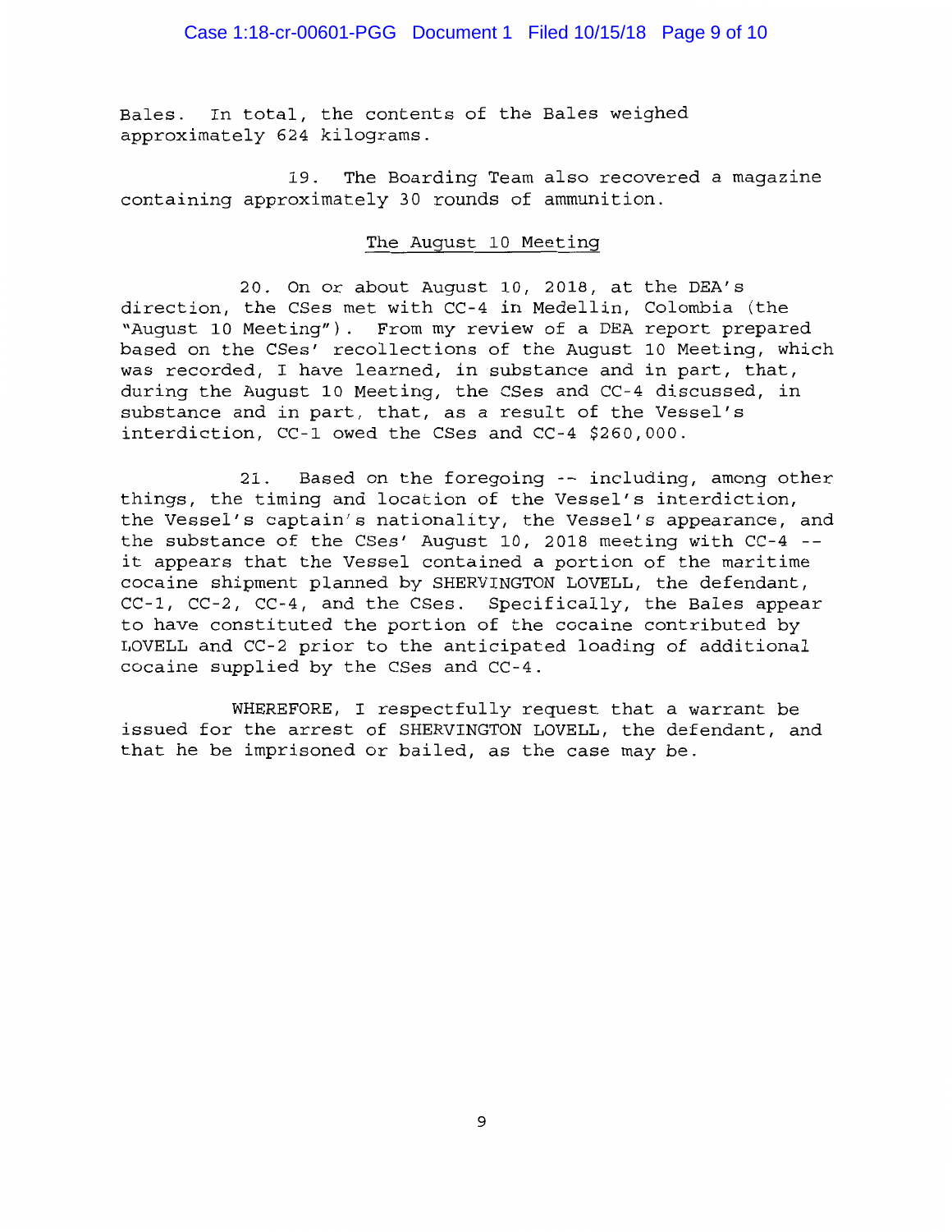Bales. In total, the contents of the Bales weighed approximately 624 kilograms.

19. The Boarding Team also recovered a magazine containing approximately 30 rounds of ammunition.

## The August 10 Meeting

20. On or about August 10, 2018, at the DEA's direction, the CSes met with CC-4 in Medellin, Colombia (the "August 10 Meeting"). From my review of a DEA report prepared based on the CSes' recollections of the August 10 Meeting, which was recorded, I have learned, in substance and in part, that, during the August 10 Meeting, the CSes and CC-4 discussed, in substance and in part, that, as a result of the Vessel's interdiction, CC-1 owed the CSes and CC-4 $260,000.

21. Based on the foregoing -- including, among other things, the timing and location of the Vessel's interdiction, the Vessel's captain's nationality, the Vessel's appearance, and the substance of the CSes' August 10, 2018 meeting with CC-4 -- it appears that the Vessel contained a portion of the maritime cocaine shipment planned by SHERVINGTON LOVELL, the defendant, CC-1, CC-2, CC-4, and the CSes. Specifically, the Bales appear to have constituted the portion of the cocaine contributed by LOVELL and CC-2 prior to the anticipated loading of additional cocaine supplied by the CSes and CC-4.

WHEREFORE, I respectfully request that a warrant be issued for the arrest of SHERVINGTON LOVELL, the defendant, and that he be imprisoned or bailed, as the case may be.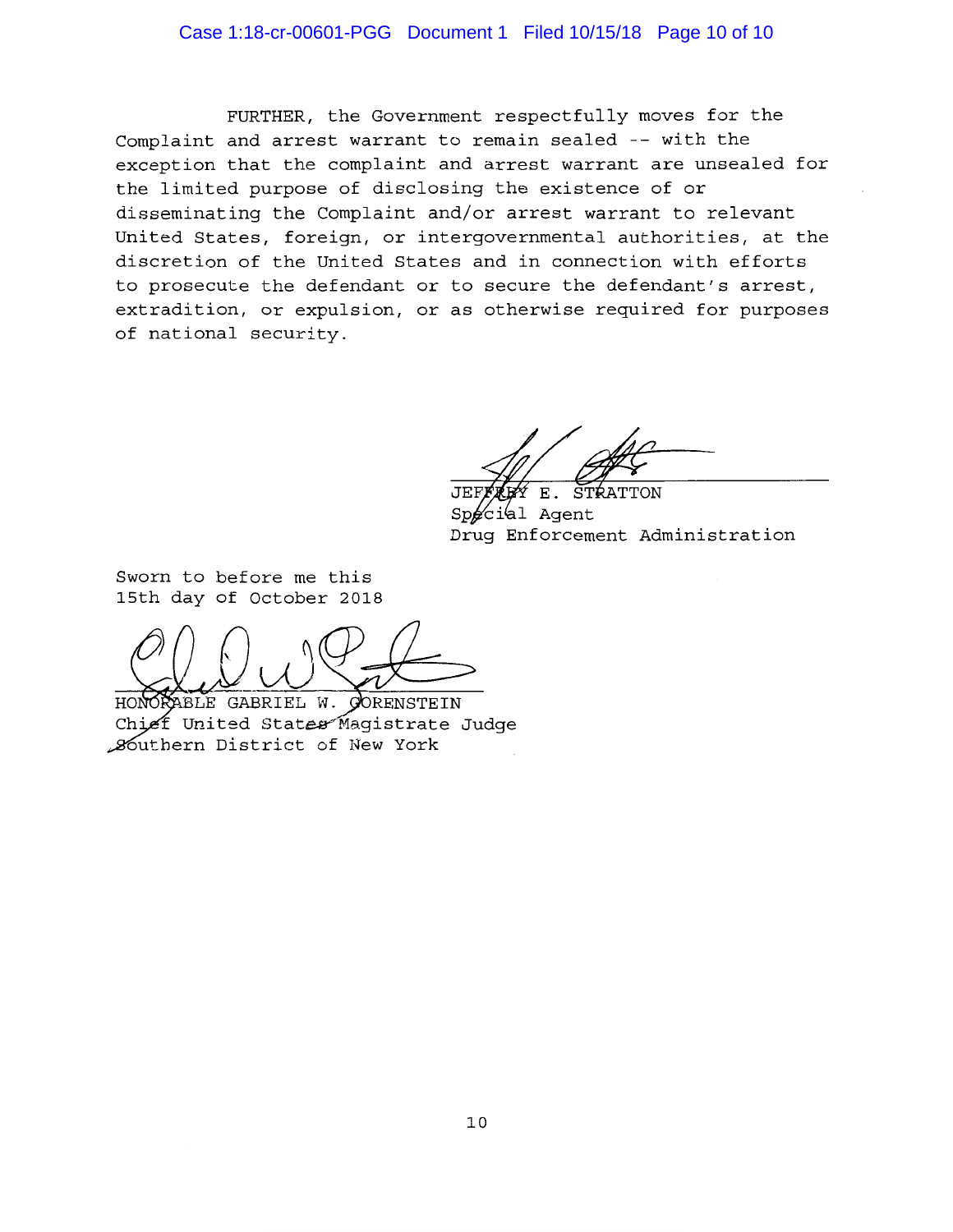FURTHER, the Government respectfully moves for the Complaint and arrest warrant to remain sealed -- with the exception that the complaint and arrest warrant are unsealed for the limited purpose of disclosing the existence of or disseminating the Complaint and/or arrest warrant to relevant United States, foreign, or intergovernmental authorities, at the discretion of the United States and in connection with efforts to prosecute the defendant or to secure the defendant's arrest, extradition, or expulsion, or as otherwise required for purposes of national security.

JEFFREY E. STRATTON
Special Agent
Drug Enforcement Administration

Sworn to before me this
15th day of October 2018

HONORABLE GABRIEL W. GORENSTEIN
Chief United States Magistrate Judge
Southern District of New York